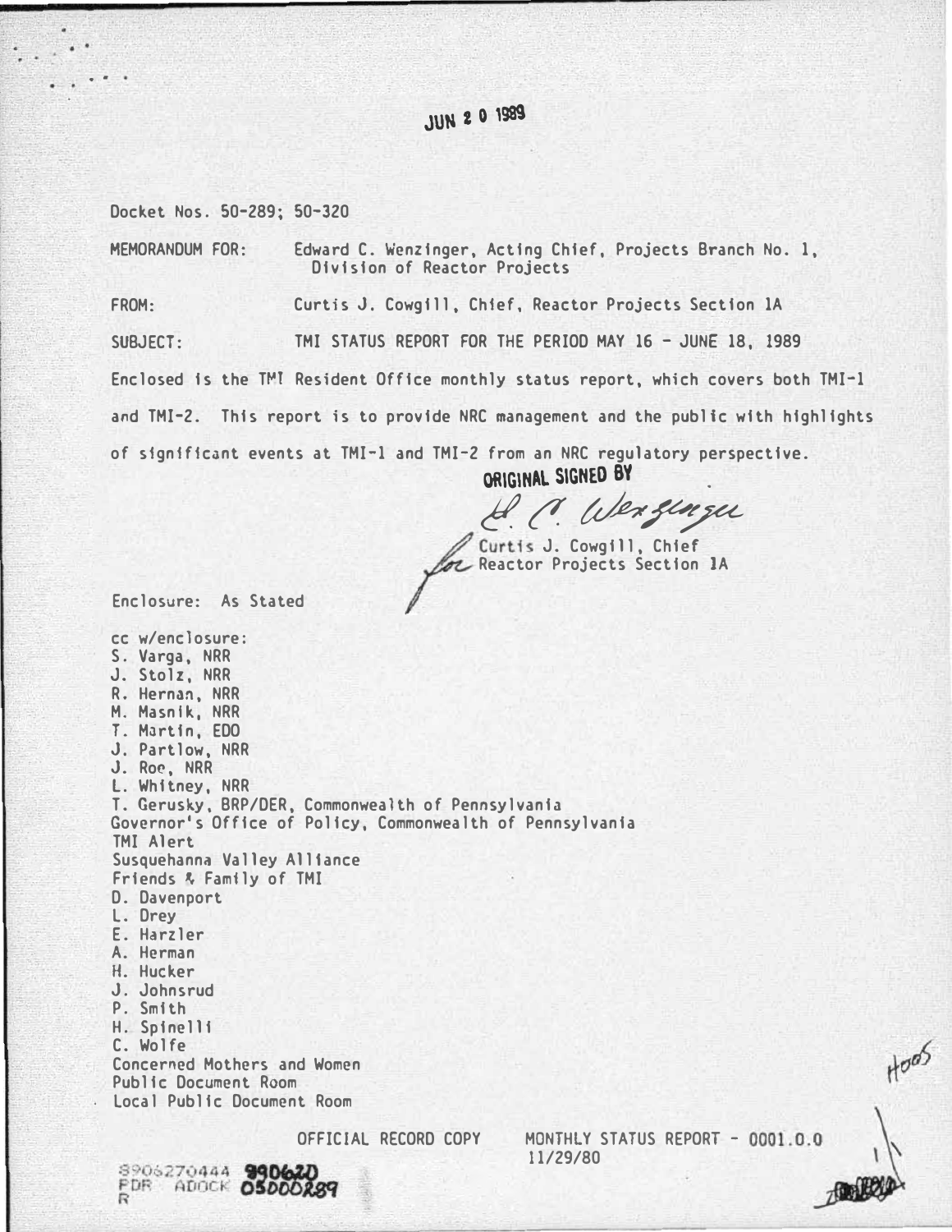JUN 20 1989

Docket Nos. 50-289; 50-320

MEMORANDUM FOR: Edward C. Wenzinger, Acting Chief, Projects Branch No. 1, Division of Reactor Projects

FROM: Curtis J. Cowgill, Chief, Reactor Projects Section 1A

SUBJECT: TMI STATUS REPORT FOR THE PERIOD MAY 16 - JUNE 18, 1989

Enclosed is the TMI Resident Office monthly status report, which covers both TMI-1 and TMI-2. This report is to provide NRC management and the public with highlights of significant events at TMI-1 and TMI-2 from an NRC regulatory perspective.

ORIGINAL SIGNED BY

E. C. Wenzinger

for Curtis J. Cowgill, Chief
Reactor Projects Section 1A

Enclosure: As Stated

cc w/enclosure:
S. Varga, NRR
J. Stolz, NRR
R. Hernan, NRR
M. Masnik, NRR
T. Martin, EDO
J. Partlow, NRR
J. Roe, NRR
L. Whitney, NRR
T. Gerusky, BRP/DER, Commonwealth of Pennsylvania
Governor's Office of Policy, Commonwealth of Pennsylvania
TMI Alert
Susquehanna Valley Alliance
Friends & Family of TMI
D. Davenport
L. Drey
E. Harzler
A. Herman
H. Hucker
J. Johnsrud
P. Smith
H. Spinelli
C. Wolfe
Concerned Mothers and Women
Public Document Room
Local Public Document Room

OFFICIAL RECORD COPY MONTHLY STATUS REPORT - 0001.0.0
11/29/80

8906270444 890620
PDR ADOCK 05000289
R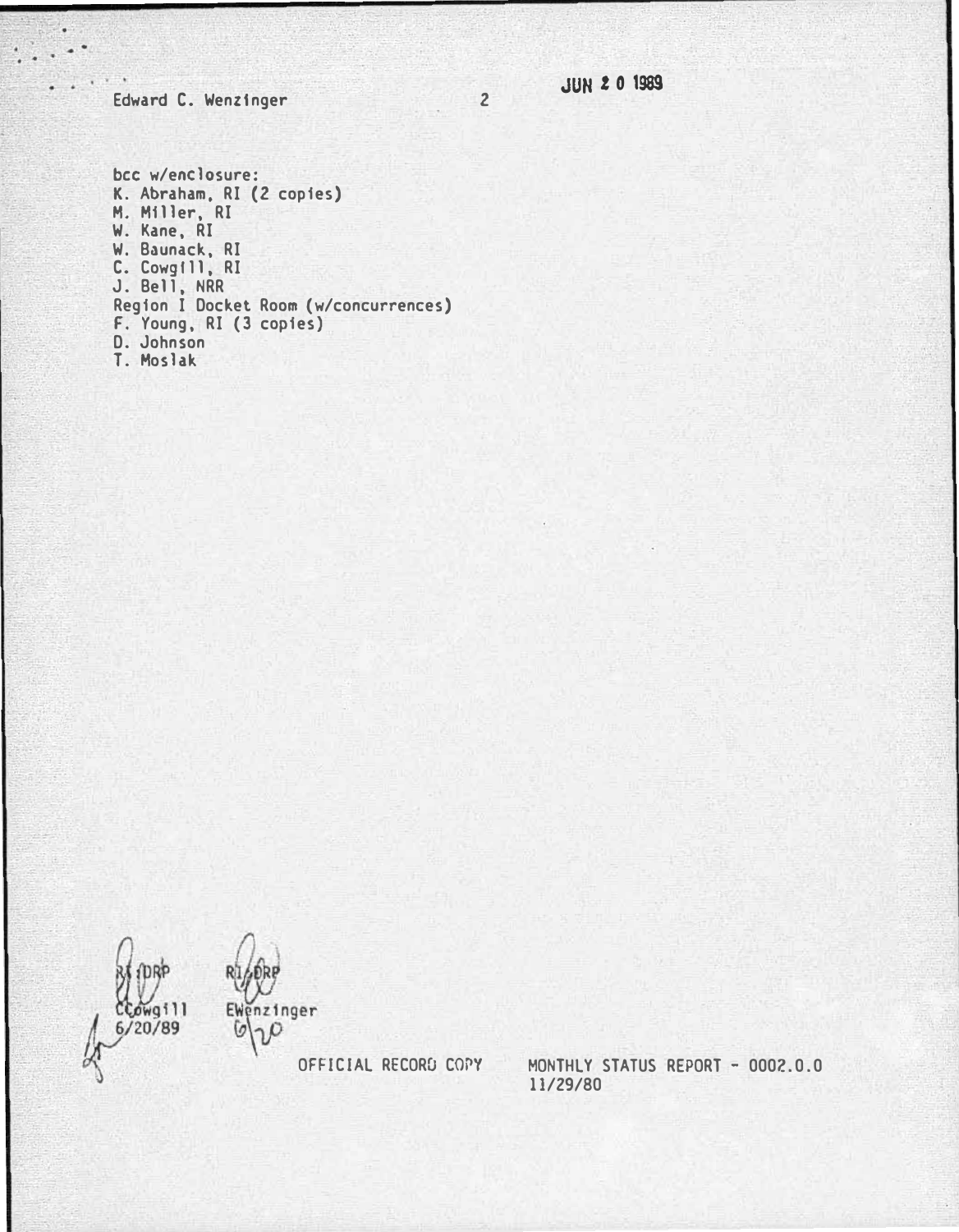Edward C. Wenzinger

JUN 20 1989

bcc w/enclosure:
K. Abraham, RI (2 copies)
M. Miller, RI
W. Kane, RI
W. Baunack, RI
C. Cowgill, RI
J. Bell, NRR
Region I Docket Room (w/concurrences)
F. Young, RI (3 copies)
D. Johnson
T. Moslak

RI:DRP
CCowgill
6/20/89

RI:DRP
EWenzinger
6/20

OFFICIAL RECORD COPY

MONTHLY STATUS REPORT - 0002.0.0
11/29/80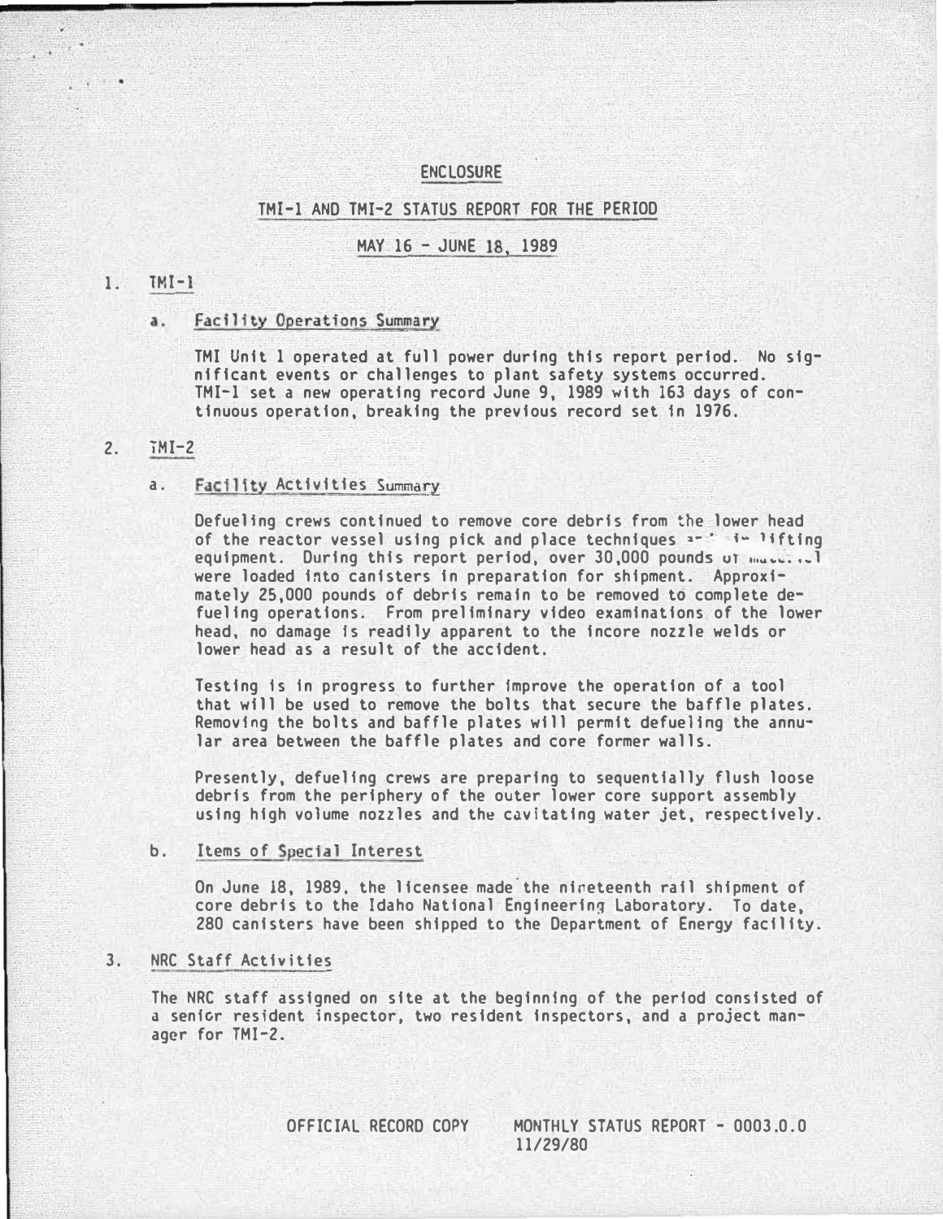ENCLOSURE

TMI-1 AND TMI-2 STATUS REPORT FOR THE PERIOD

MAY 16 - JUNE 18, 1989

1. TMI-1

   a. Facility Operations Summary

   TMI Unit 1 operated at full power during this report period. No significant events or challenges to plant safety systems occurred. TMI-1 set a new operating record June 9, 1989 with 163 days of continuous operation, breaking the previous record set in 1976.

2. TMI-2

   a. Facility Activities Summary

   Defueling crews continued to remove core debris from the lower head of the reactor vessel using pick and place techniques and in lifting equipment. During this report period, over 30,000 pounds of material were loaded into canisters in preparation for shipment. Approximately 25,000 pounds of debris remain to be removed to complete defueling operations. From preliminary video examinations of the lower head, no damage is readily apparent to the incore nozzle welds or lower head as a result of the accident.

   Testing is in progress to further improve the operation of a tool that will be used to remove the bolts that secure the baffle plates. Removing the bolts and baffle plates will permit defueling the annular area between the baffle plates and core former walls.

   Presently, defueling crews are preparing to sequentially flush loose debris from the periphery of the outer lower core support assembly using high volume nozzles and the cavitating water jet, respectively.

   b. Items of Special Interest

   On June 18, 1989, the licensee made the nineteenth rail shipment of core debris to the Idaho National Engineering Laboratory. To date, 280 canisters have been shipped to the Department of Energy facility.

3. NRC Staff Activities

   The NRC staff assigned on site at the beginning of the period consisted of a senior resident inspector, two resident inspectors, and a project manager for TMI-2.

OFFICIAL RECORD COPY MONTHLY STATUS REPORT - 0003.0.0 11/29/80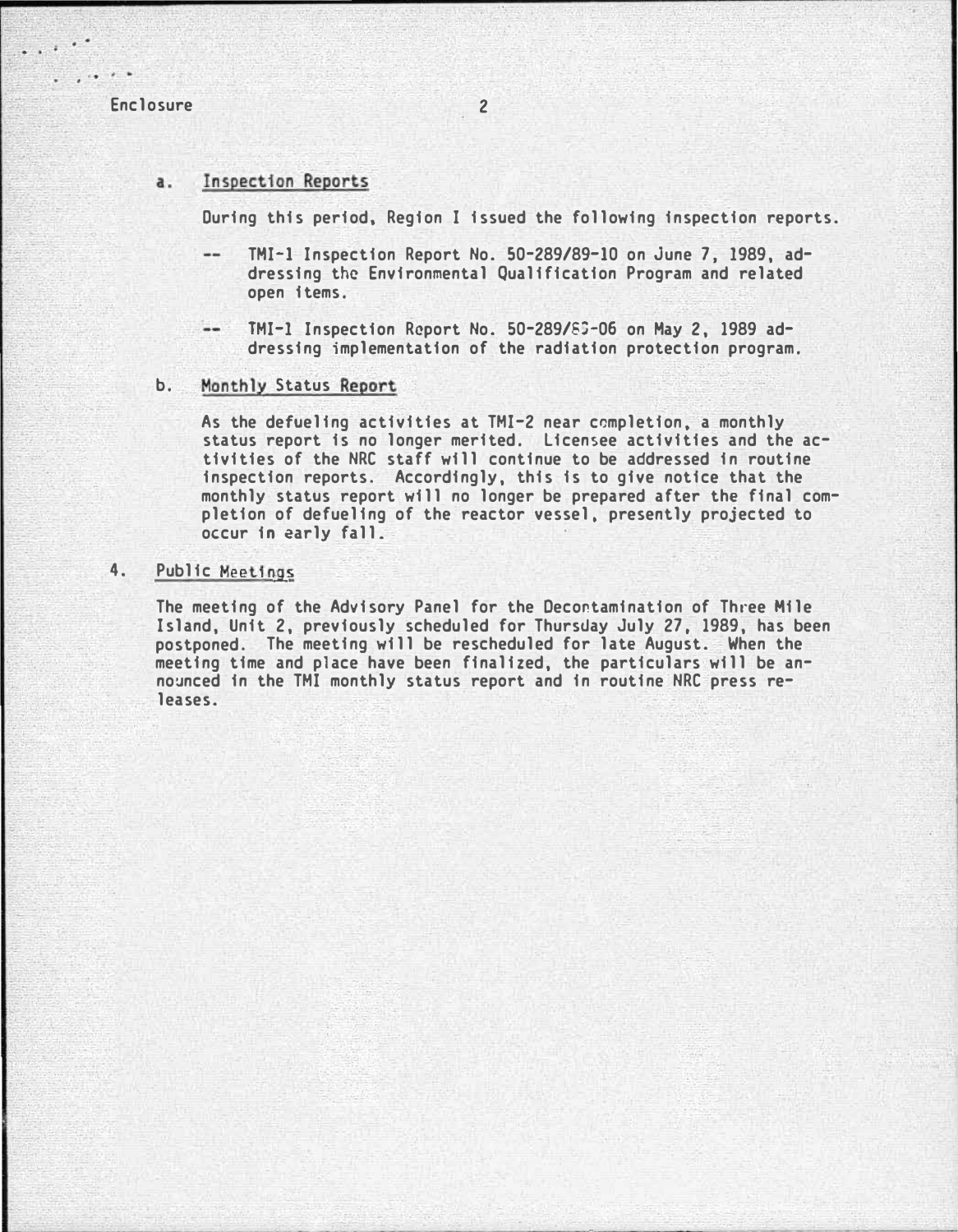Enclosure

a. Inspection Reports

During this period, Region I issued the following inspection reports.

-- TMI-1 Inspection Report No. 50-289/89-10 on June 7, 1989, addressing the Environmental Qualification Program and related open items.

-- TMI-1 Inspection Report No. 50-289/89-06 on May 2, 1989 addressing implementation of the radiation protection program.

b. Monthly Status Report

As the defueling activities at TMI-2 near completion, a monthly status report is no longer merited. Licensee activities and the activities of the NRC staff will continue to be addressed in routine inspection reports. Accordingly, this is to give notice that the monthly status report will no longer be prepared after the final completion of defueling of the reactor vessel, presently projected to occur in early fall.

4. Public Meetings

The meeting of the Advisory Panel for the Decontamination of Three Mile Island, Unit 2, previously scheduled for Thursday July 27, 1989, has been postponed. The meeting will be rescheduled for late August. When the meeting time and place have been finalized, the particulars will be announced in the TMI monthly status report and in routine NRC press releases.